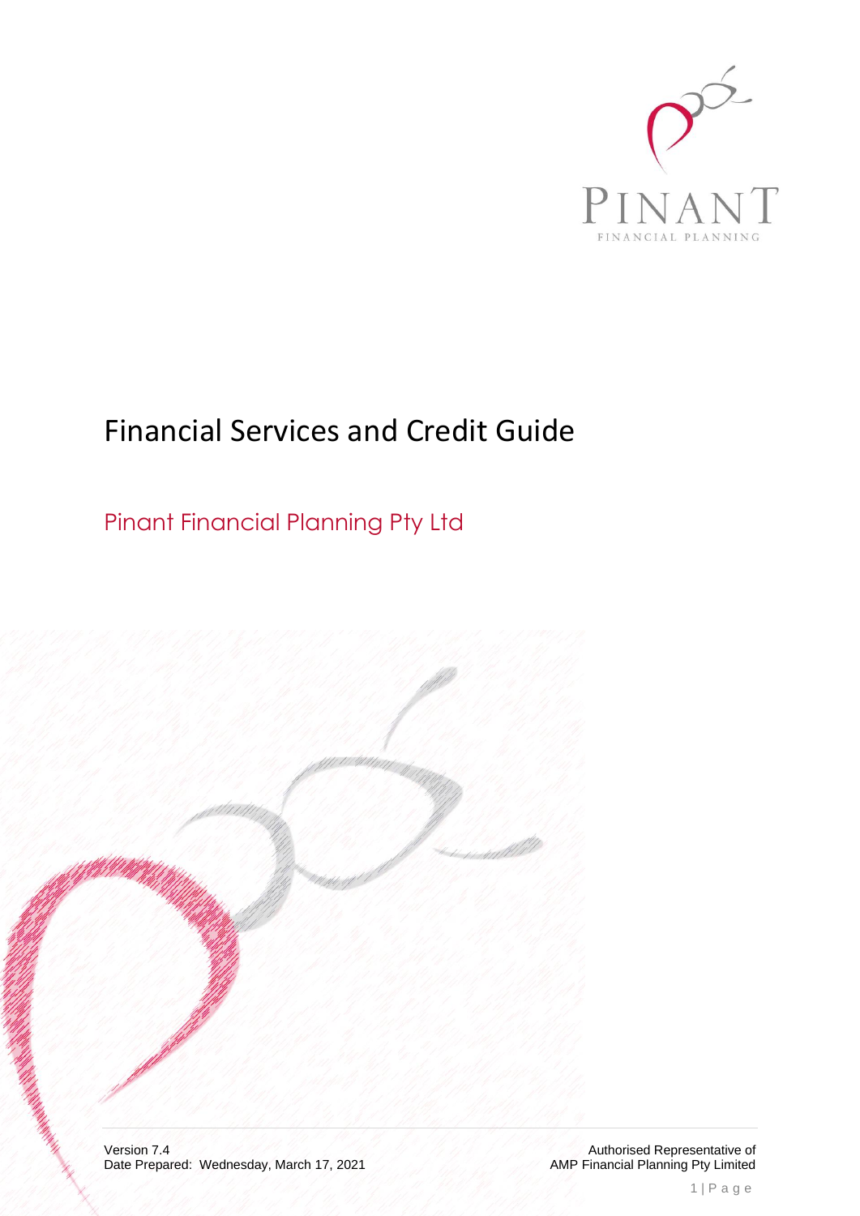PINANT

FINANCIAL PLANNING

# Financial Services and Credit Guide

## Pinant Financial Planning Pty Ltd

Version 7.4
Date Prepared: Wednesday, March 17, 2021

Authorised Representative of
AMP Financial Planning Pty Limited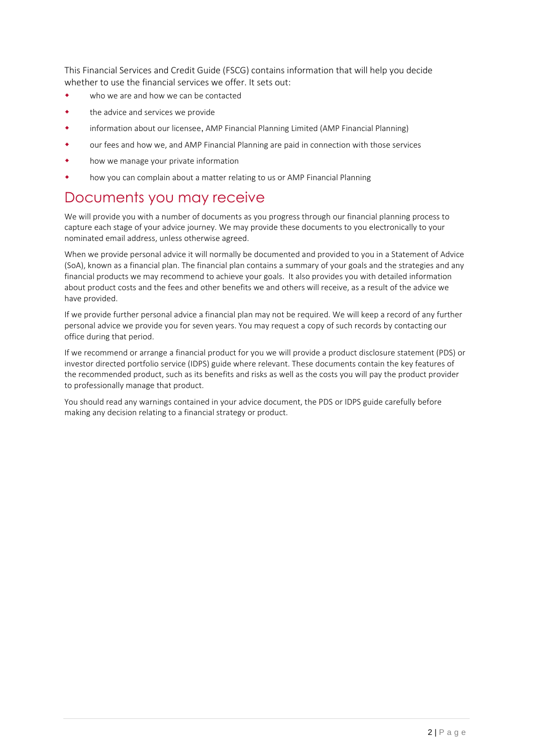This Financial Services and Credit Guide (FSCG) contains information that will help you decide whether to use the financial services we offer. It sets out:

- who we are and how we can be contacted
- the advice and services we provide
- information about our licensee, AMP Financial Planning Limited (AMP Financial Planning)
- our fees and how we, and AMP Financial Planning are paid in connection with those services
- how we manage your private information
- how you can complain about a matter relating to us or AMP Financial Planning

# Documents you may receive

We will provide you with a number of documents as you progress through our financial planning process to capture each stage of your advice journey. We may provide these documents to you electronically to your nominated email address, unless otherwise agreed.

When we provide personal advice it will normally be documented and provided to you in a Statement of Advice (SoA), known as a financial plan. The financial plan contains a summary of your goals and the strategies and any financial products we may recommend to achieve your goals. It also provides you with detailed information about product costs and the fees and other benefits we and others will receive, as a result of the advice we have provided.

If we provide further personal advice a financial plan may not be required. We will keep a record of any further personal advice we provide you for seven years. You may request a copy of such records by contacting our office during that period.

If we recommend or arrange a financial product for you we will provide a product disclosure statement (PDS) or investor directed portfolio service (IDPS) guide where relevant. These documents contain the key features of the recommended product, such as its benefits and risks as well as the costs you will pay the product provider to professionally manage that product.

You should read any warnings contained in your advice document, the PDS or IDPS guide carefully before making any decision relating to a financial strategy or product.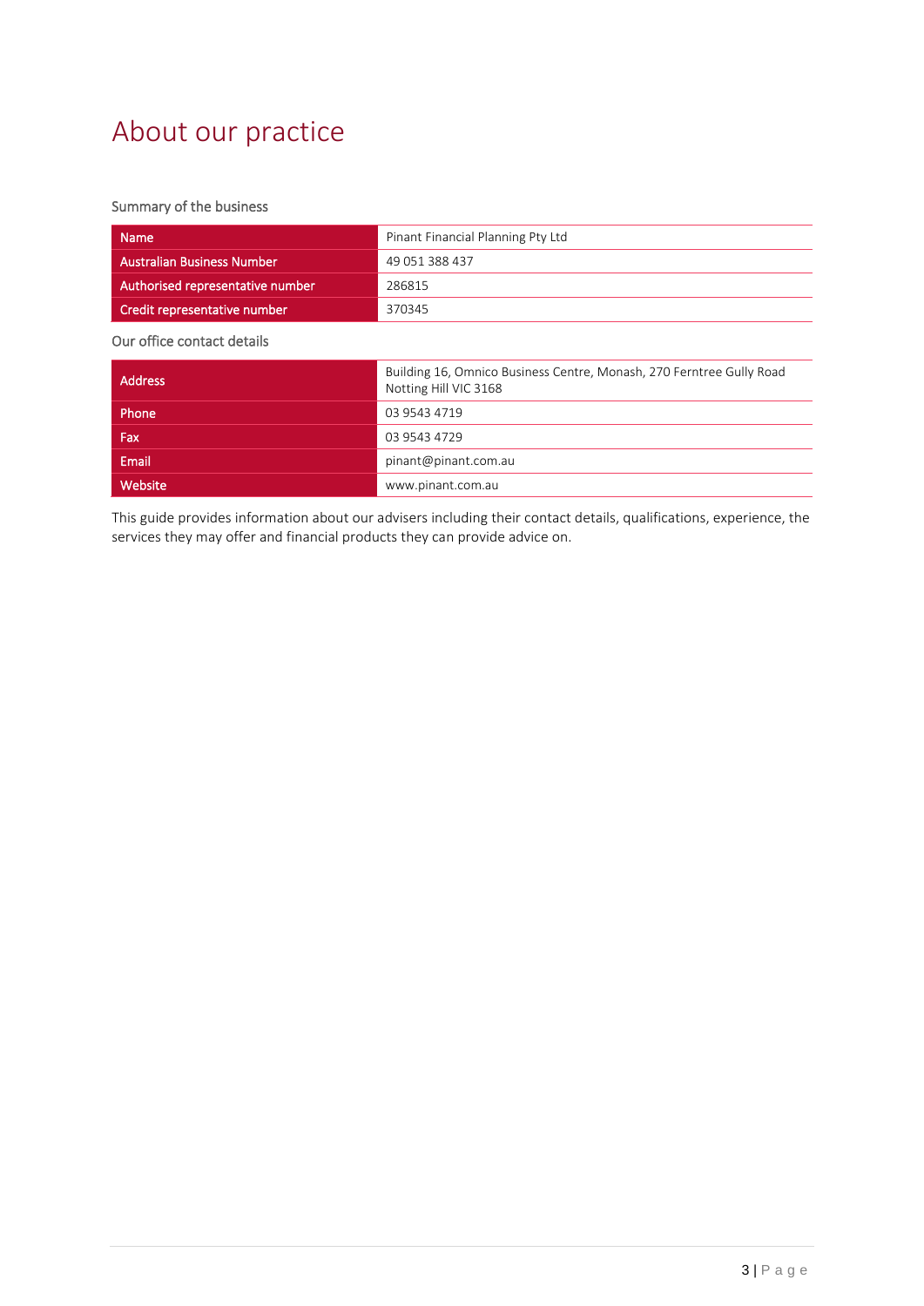# About our practice

Summary of the business

| Name | Pinant Financial Planning Pty Ltd |
|---|---|
| Australian Business Number | 49 051 388 437 |
| Authorised representative number | 286815 |
| Credit representative number | 370345 |

Our office contact details

| Address | Building 16, Omnico Business Centre, Monash, 270 Ferntree Gully Road Notting Hill VIC 3168 |
|---|---|
| Phone | 03 9543 4719 |
| Fax | 03 9543 4729 |
| Email | pinant@pinant.com.au |
| Website | www.pinant.com.au |

This guide provides information about our advisers including their contact details, qualifications, experience, the services they may offer and financial products they can provide advice on.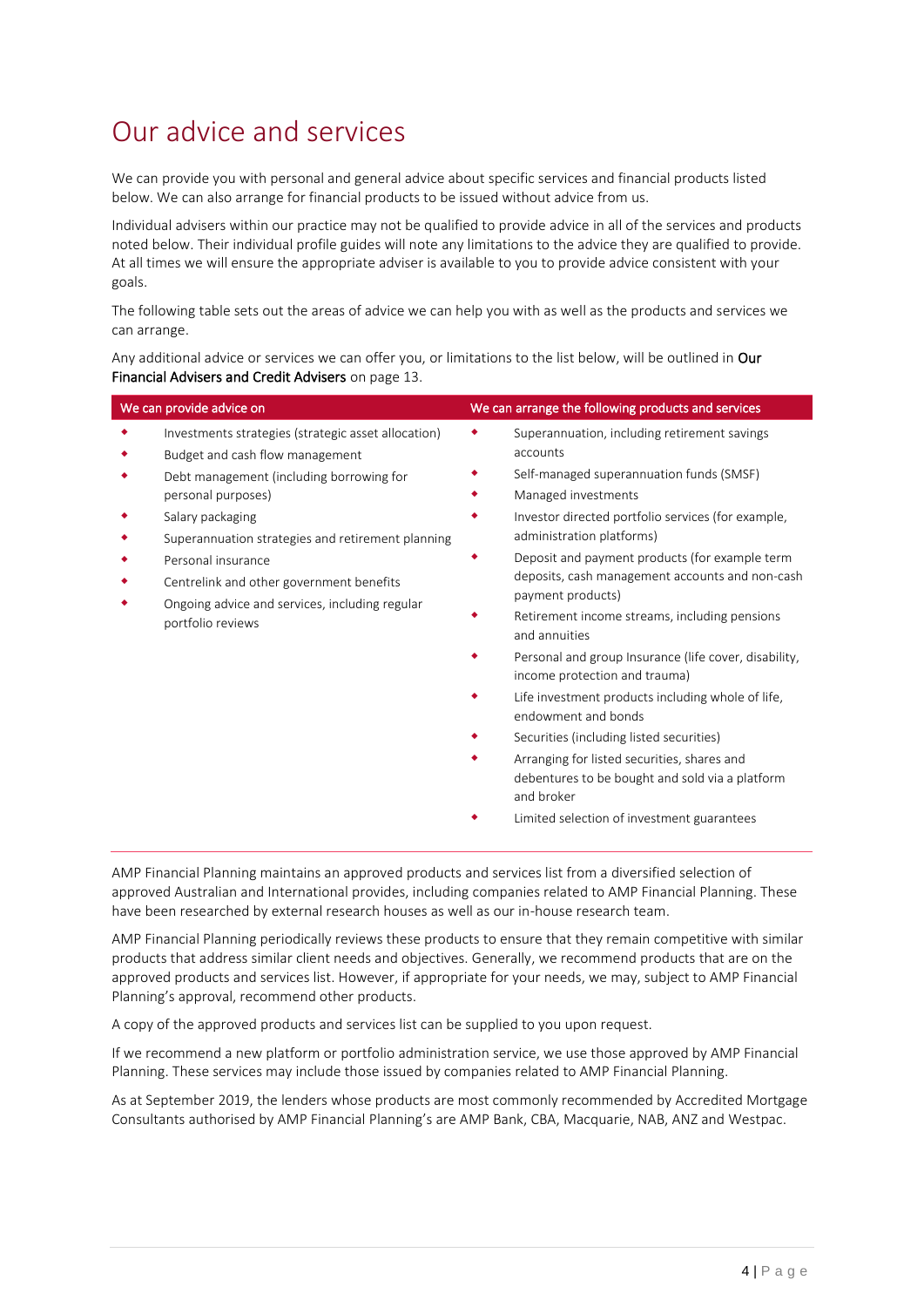# Our advice and services

We can provide you with personal and general advice about specific services and financial products listed below. We can also arrange for financial products to be issued without advice from us.

Individual advisers within our practice may not be qualified to provide advice in all of the services and products noted below. Their individual profile guides will note any limitations to the advice they are qualified to provide. At all times we will ensure the appropriate adviser is available to you to provide advice consistent with your goals.

The following table sets out the areas of advice we can help you with as well as the products and services we can arrange.

Any additional advice or services we can offer you, or limitations to the list below, will be outlined in **Our Financial Advisers and Credit Advisers** on page 13.

| We can provide advice on | We can arrange the following products and services |
|---|---|
| • Investments strategies (strategic asset allocation)<br>• Budget and cash flow management<br>• Debt management (including borrowing for personal purposes)<br>• Salary packaging<br>• Superannuation strategies and retirement planning<br>• Personal insurance<br>• Centrelink and other government benefits<br>• Ongoing advice and services, including regular portfolio reviews | • Superannuation, including retirement savings accounts<br>• Self-managed superannuation funds (SMSF)<br>• Managed investments<br>• Investor directed portfolio services (for example, administration platforms)<br>• Deposit and payment products (for example term deposits, cash management accounts and non-cash payment products)<br>• Retirement income streams, including pensions and annuities<br>• Personal and group Insurance (life cover, disability, income protection and trauma)<br>• Life investment products including whole of life, endowment and bonds<br>• Securities (including listed securities)<br>• Arranging for listed securities, shares and debentures to be bought and sold via a platform and broker<br>• Limited selection of investment guarantees |

AMP Financial Planning maintains an approved products and services list from a diversified selection of approved Australian and International provides, including companies related to AMP Financial Planning. These have been researched by external research houses as well as our in-house research team.

AMP Financial Planning periodically reviews these products to ensure that they remain competitive with similar products that address similar client needs and objectives. Generally, we recommend products that are on the approved products and services list. However, if appropriate for your needs, we may, subject to AMP Financial Planning's approval, recommend other products.

A copy of the approved products and services list can be supplied to you upon request.

If we recommend a new platform or portfolio administration service, we use those approved by AMP Financial Planning. These services may include those issued by companies related to AMP Financial Planning.

As at September 2019, the lenders whose products are most commonly recommended by Accredited Mortgage Consultants authorised by AMP Financial Planning's are AMP Bank, CBA, Macquarie, NAB, ANZ and Westpac.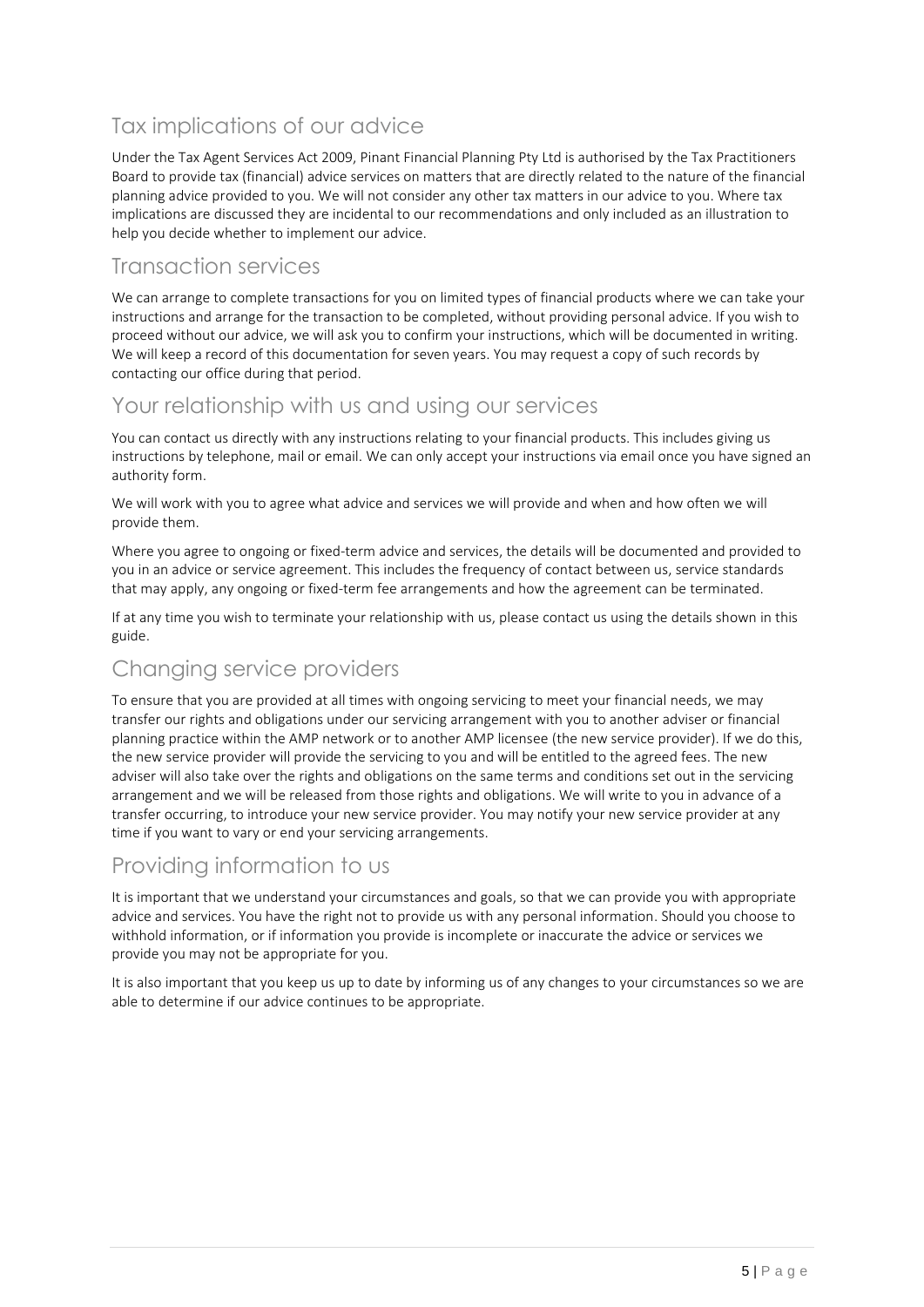## Tax implications of our advice

Under the Tax Agent Services Act 2009, Pinant Financial Planning Pty Ltd is authorised by the Tax Practitioners Board to provide tax (financial) advice services on matters that are directly related to the nature of the financial planning advice provided to you. We will not consider any other tax matters in our advice to you. Where tax implications are discussed they are incidental to our recommendations and only included as an illustration to help you decide whether to implement our advice.

## Transaction services

We can arrange to complete transactions for you on limited types of financial products where we can take your instructions and arrange for the transaction to be completed, without providing personal advice. If you wish to proceed without our advice, we will ask you to confirm your instructions, which will be documented in writing. We will keep a record of this documentation for seven years. You may request a copy of such records by contacting our office during that period.

## Your relationship with us and using our services

You can contact us directly with any instructions relating to your financial products. This includes giving us instructions by telephone, mail or email. We can only accept your instructions via email once you have signed an authority form.

We will work with you to agree what advice and services we will provide and when and how often we will provide them.

Where you agree to ongoing or fixed-term advice and services, the details will be documented and provided to you in an advice or service agreement. This includes the frequency of contact between us, service standards that may apply, any ongoing or fixed-term fee arrangements and how the agreement can be terminated.

If at any time you wish to terminate your relationship with us, please contact us using the details shown in this guide.

## Changing service providers

To ensure that you are provided at all times with ongoing servicing to meet your financial needs, we may transfer our rights and obligations under our servicing arrangement with you to another adviser or financial planning practice within the AMP network or to another AMP licensee (the new service provider). If we do this, the new service provider will provide the servicing to you and will be entitled to the agreed fees. The new adviser will also take over the rights and obligations on the same terms and conditions set out in the servicing arrangement and we will be released from those rights and obligations. We will write to you in advance of a transfer occurring, to introduce your new service provider. You may notify your new service provider at any time if you want to vary or end your servicing arrangements.

## Providing information to us

It is important that we understand your circumstances and goals, so that we can provide you with appropriate advice and services. You have the right not to provide us with any personal information. Should you choose to withhold information, or if information you provide is incomplete or inaccurate the advice or services we provide you may not be appropriate for you.

It is also important that you keep us up to date by informing us of any changes to your circumstances so we are able to determine if our advice continues to be appropriate.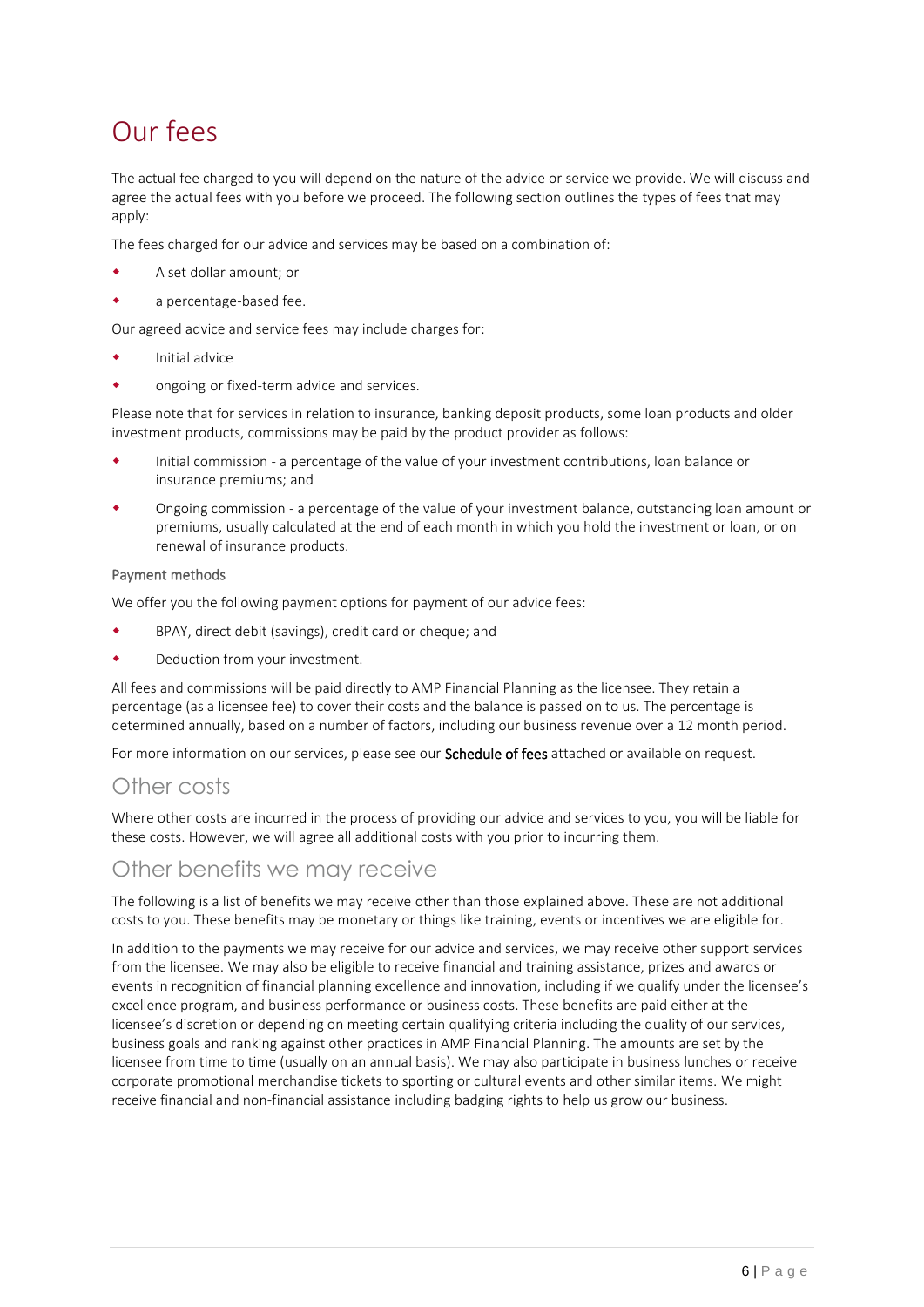# Our fees

The actual fee charged to you will depend on the nature of the advice or service we provide. We will discuss and agree the actual fees with you before we proceed. The following section outlines the types of fees that may apply:

The fees charged for our advice and services may be based on a combination of:

- A set dollar amount; or
- a percentage-based fee.

Our agreed advice and service fees may include charges for:

- Initial advice
- ongoing or fixed-term advice and services.

Please note that for services in relation to insurance, banking deposit products, some loan products and older investment products, commissions may be paid by the product provider as follows:

- Initial commission - a percentage of the value of your investment contributions, loan balance or insurance premiums; and
- Ongoing commission - a percentage of the value of your investment balance, outstanding loan amount or premiums, usually calculated at the end of each month in which you hold the investment or loan, or on renewal of insurance products.

### Payment methods

We offer you the following payment options for payment of our advice fees:

- BPAY, direct debit (savings), credit card or cheque; and
- Deduction from your investment.

All fees and commissions will be paid directly to AMP Financial Planning as the licensee. They retain a percentage (as a licensee fee) to cover their costs and the balance is passed on to us. The percentage is determined annually, based on a number of factors, including our business revenue over a 12 month period.

For more information on our services, please see our **Schedule of fees** attached or available on request.

## Other costs

Where other costs are incurred in the process of providing our advice and services to you, you will be liable for these costs. However, we will agree all additional costs with you prior to incurring them.

## Other benefits we may receive

The following is a list of benefits we may receive other than those explained above. These are not additional costs to you. These benefits may be monetary or things like training, events or incentives we are eligible for.

In addition to the payments we may receive for our advice and services, we may receive other support services from the licensee. We may also be eligible to receive financial and training assistance, prizes and awards or events in recognition of financial planning excellence and innovation, including if we qualify under the licensee's excellence program, and business performance or business costs. These benefits are paid either at the licensee's discretion or depending on meeting certain qualifying criteria including the quality of our services, business goals and ranking against other practices in AMP Financial Planning. The amounts are set by the licensee from time to time (usually on an annual basis). We may also participate in business lunches or receive corporate promotional merchandise tickets to sporting or cultural events and other similar items. We might receive financial and non-financial assistance including badging rights to help us grow our business.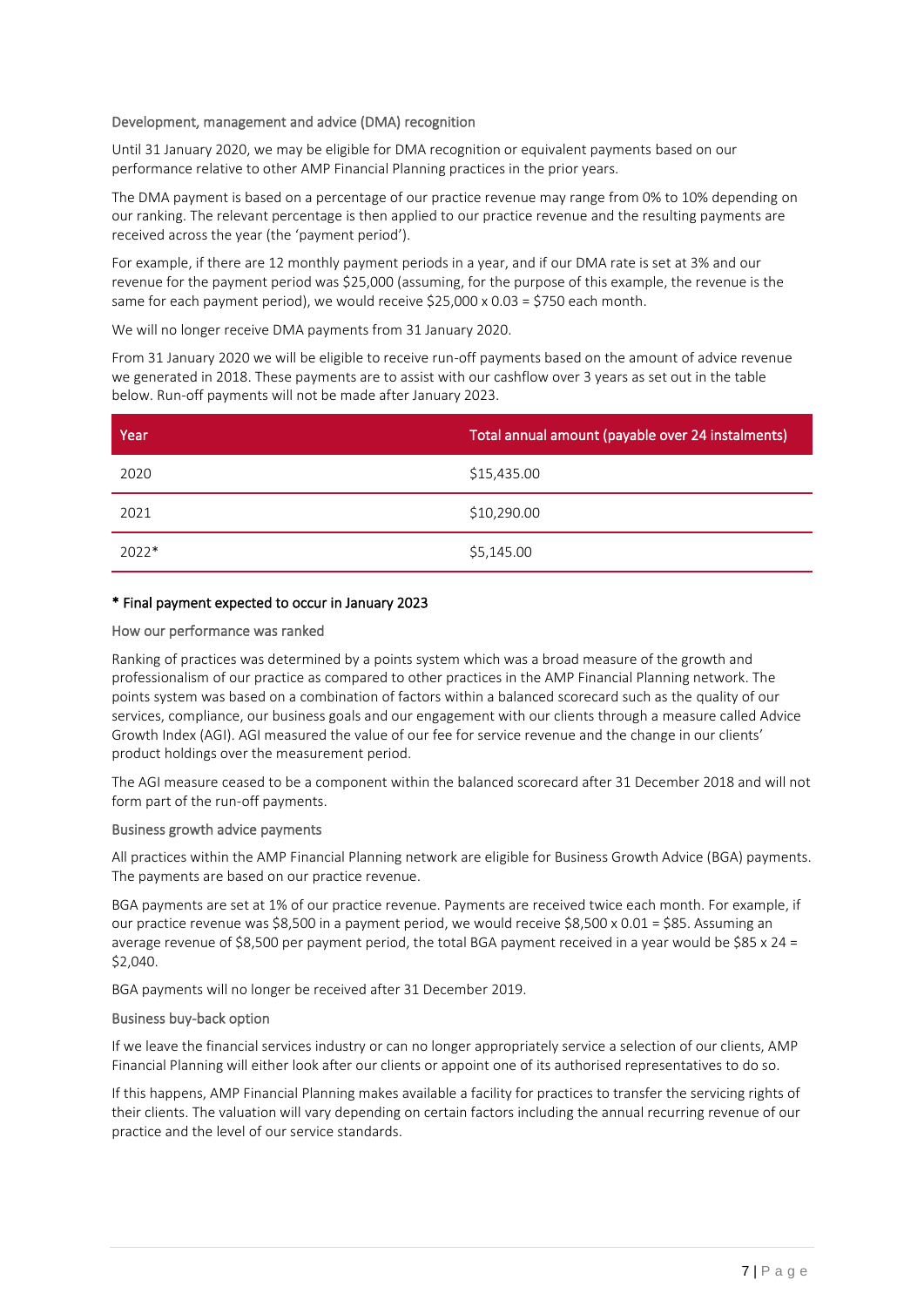### Development, management and advice (DMA) recognition

Until 31 January 2020, we may be eligible for DMA recognition or equivalent payments based on our performance relative to other AMP Financial Planning practices in the prior years.

The DMA payment is based on a percentage of our practice revenue may range from 0% to 10% depending on our ranking. The relevant percentage is then applied to our practice revenue and the resulting payments are received across the year (the 'payment period').

For example, if there are 12 monthly payment periods in a year, and if our DMA rate is set at 3% and our revenue for the payment period was $25,000 (assuming, for the purpose of this example, the revenue is the same for each payment period), we would receive $25,000 x 0.03 = $750 each month.

We will no longer receive DMA payments from 31 January 2020.

From 31 January 2020 we will be eligible to receive run-off payments based on the amount of advice revenue we generated in 2018. These payments are to assist with our cashflow over 3 years as set out in the table below. Run-off payments will not be made after January 2023.

| Year | Total annual amount (payable over 24 instalments) |
|---|---|
| 2020 | $15,435.00 |
| 2021 | $10,290.00 |
| 2022* | $5,145.00 |

**\* Final payment expected to occur in January 2023**

### How our performance was ranked

Ranking of practices was determined by a points system which was a broad measure of the growth and professionalism of our practice as compared to other practices in the AMP Financial Planning network. The points system was based on a combination of factors within a balanced scorecard such as the quality of our services, compliance, our business goals and our engagement with our clients through a measure called Advice Growth Index (AGI). AGI measured the value of our fee for service revenue and the change in our clients' product holdings over the measurement period.

The AGI measure ceased to be a component within the balanced scorecard after 31 December 2018 and will not form part of the run-off payments.

### Business growth advice payments

All practices within the AMP Financial Planning network are eligible for Business Growth Advice (BGA) payments. The payments are based on our practice revenue.

BGA payments are set at 1% of our practice revenue. Payments are received twice each month. For example, if our practice revenue was $8,500 in a payment period, we would receive $8,500 x 0.01 = $85. Assuming an average revenue of $8,500 per payment period, the total BGA payment received in a year would be $85 x 24 = $2,040.

BGA payments will no longer be received after 31 December 2019.

### Business buy-back option

If we leave the financial services industry or can no longer appropriately service a selection of our clients, AMP Financial Planning will either look after our clients or appoint one of its authorised representatives to do so.

If this happens, AMP Financial Planning makes available a facility for practices to transfer the servicing rights of their clients. The valuation will vary depending on certain factors including the annual recurring revenue of our practice and the level of our service standards.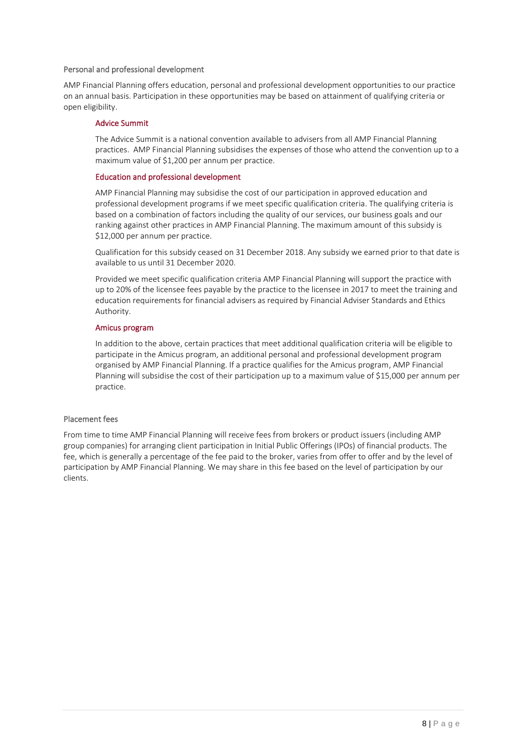## Personal and professional development

AMP Financial Planning offers education, personal and professional development opportunities to our practice on an annual basis. Participation in these opportunities may be based on attainment of qualifying criteria or open eligibility.

### Advice Summit

The Advice Summit is a national convention available to advisers from all AMP Financial Planning practices. AMP Financial Planning subsidises the expenses of those who attend the convention up to a maximum value of $1,200 per annum per practice.

### Education and professional development

AMP Financial Planning may subsidise the cost of our participation in approved education and professional development programs if we meet specific qualification criteria. The qualifying criteria is based on a combination of factors including the quality of our services, our business goals and our ranking against other practices in AMP Financial Planning. The maximum amount of this subsidy is $12,000 per annum per practice.

Qualification for this subsidy ceased on 31 December 2018. Any subsidy we earned prior to that date is available to us until 31 December 2020.

Provided we meet specific qualification criteria AMP Financial Planning will support the practice with up to 20% of the licensee fees payable by the practice to the licensee in 2017 to meet the training and education requirements for financial advisers as required by Financial Adviser Standards and Ethics Authority.

### Amicus program

In addition to the above, certain practices that meet additional qualification criteria will be eligible to participate in the Amicus program, an additional personal and professional development program organised by AMP Financial Planning. If a practice qualifies for the Amicus program, AMP Financial Planning will subsidise the cost of their participation up to a maximum value of $15,000 per annum per practice.

## Placement fees

From time to time AMP Financial Planning will receive fees from brokers or product issuers (including AMP group companies) for arranging client participation in Initial Public Offerings (IPOs) of financial products. The fee, which is generally a percentage of the fee paid to the broker, varies from offer to offer and by the level of participation by AMP Financial Planning. We may share in this fee based on the level of participation by our clients.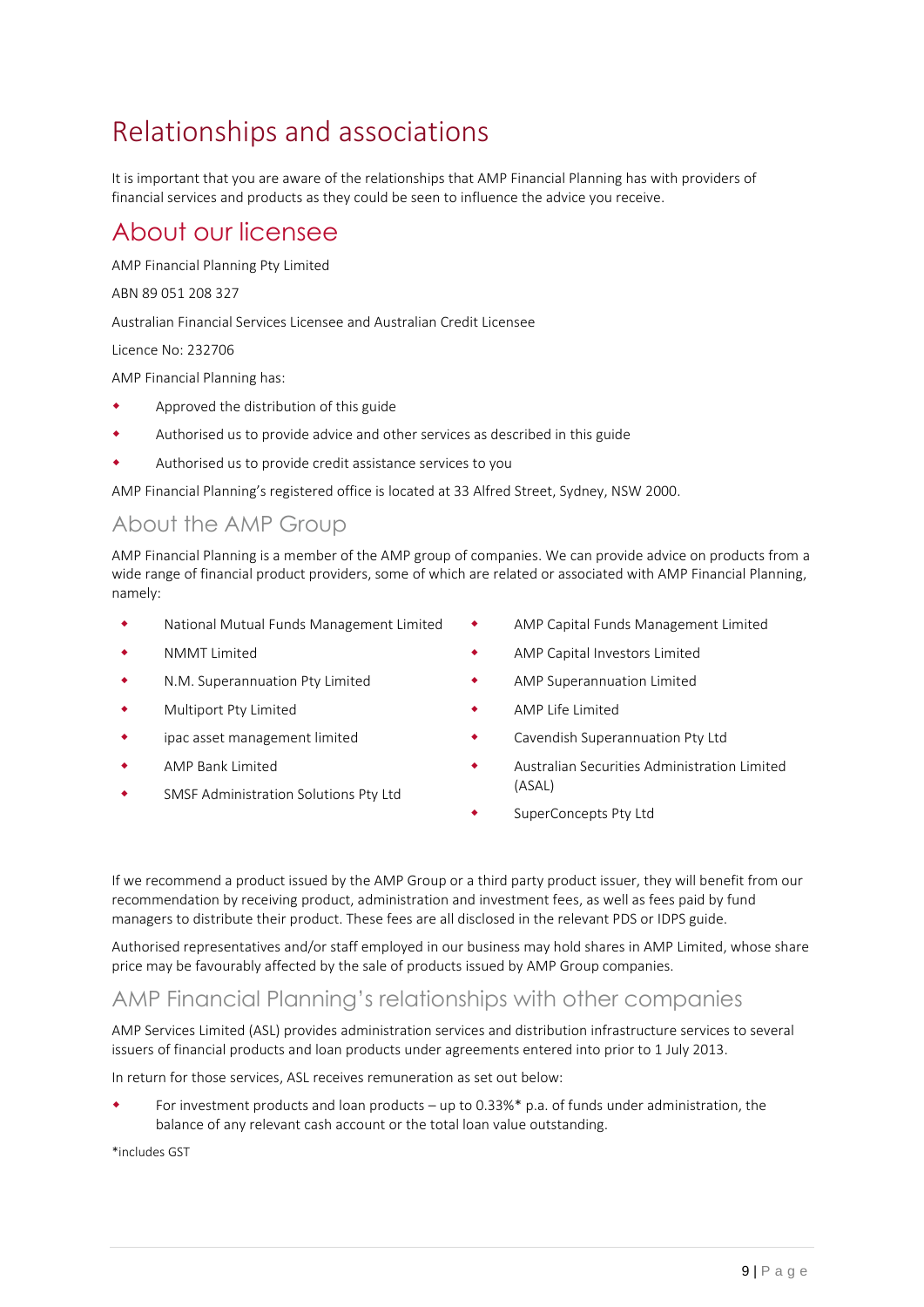# Relationships and associations

It is important that you are aware of the relationships that AMP Financial Planning has with providers of financial services and products as they could be seen to influence the advice you receive.

# About our licensee

AMP Financial Planning Pty Limited

ABN 89 051 208 327

Australian Financial Services Licensee and Australian Credit Licensee

Licence No: 232706

AMP Financial Planning has:

- Approved the distribution of this guide
- Authorised us to provide advice and other services as described in this guide
- Authorised us to provide credit assistance services to you

AMP Financial Planning's registered office is located at 33 Alfred Street, Sydney, NSW 2000.

## About the AMP Group

AMP Financial Planning is a member of the AMP group of companies. We can provide advice on products from a wide range of financial product providers, some of which are related or associated with AMP Financial Planning, namely:

- National Mutual Funds Management Limited
- NMMT Limited
- N.M. Superannuation Pty Limited
- Multiport Pty Limited
- ipac asset management limited
- AMP Bank Limited
- SMSF Administration Solutions Pty Ltd
- AMP Capital Funds Management Limited
- AMP Capital Investors Limited
- AMP Superannuation Limited
- AMP Life Limited
- Cavendish Superannuation Pty Ltd
- Australian Securities Administration Limited (ASAL)
- SuperConcepts Pty Ltd

If we recommend a product issued by the AMP Group or a third party product issuer, they will benefit from our recommendation by receiving product, administration and investment fees, as well as fees paid by fund managers to distribute their product. These fees are all disclosed in the relevant PDS or IDPS guide.

Authorised representatives and/or staff employed in our business may hold shares in AMP Limited, whose share price may be favourably affected by the sale of products issued by AMP Group companies.

## AMP Financial Planning's relationships with other companies

AMP Services Limited (ASL) provides administration services and distribution infrastructure services to several issuers of financial products and loan products under agreements entered into prior to 1 July 2013.

In return for those services, ASL receives remuneration as set out below:

- For investment products and loan products – up to 0.33%* p.a. of funds under administration, the balance of any relevant cash account or the total loan value outstanding.

*includes GST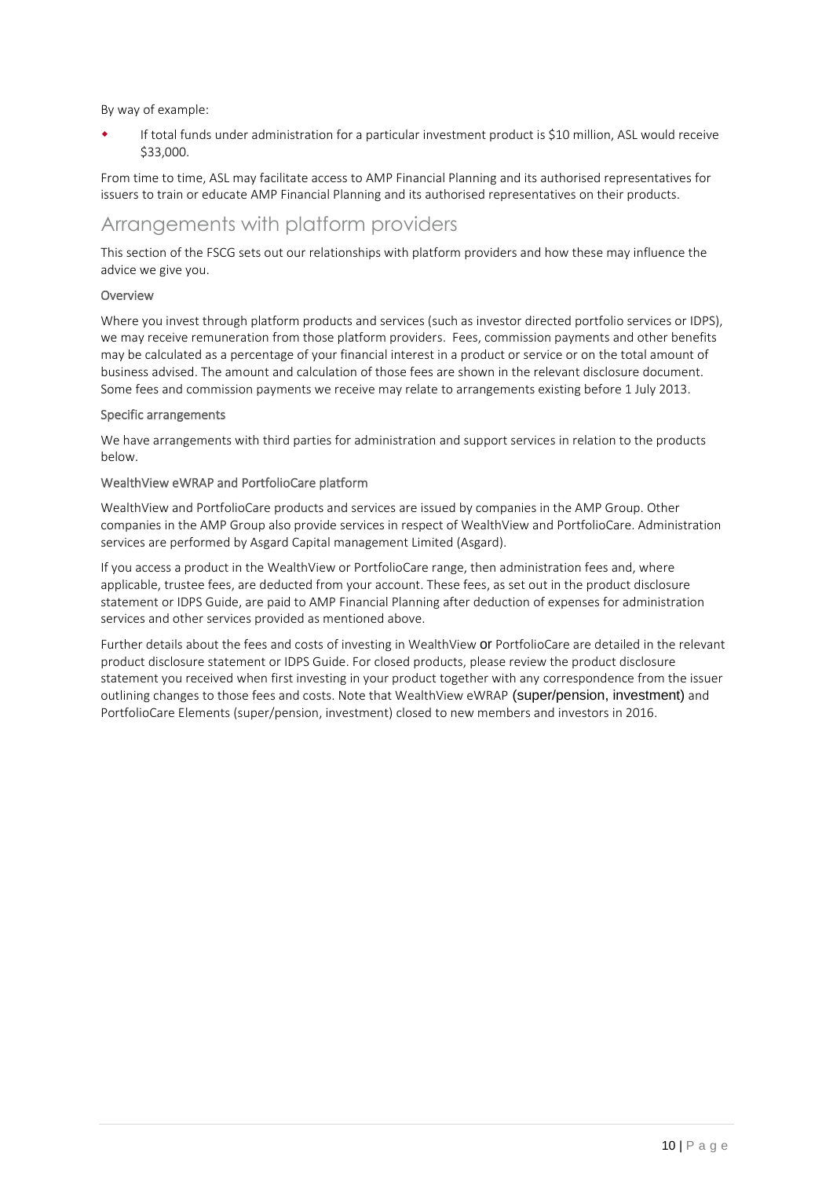By way of example:

- If total funds under administration for a particular investment product is $10 million, ASL would receive $33,000.

From time to time, ASL may facilitate access to AMP Financial Planning and its authorised representatives for issuers to train or educate AMP Financial Planning and its authorised representatives on their products.

## Arrangements with platform providers

This section of the FSCG sets out our relationships with platform providers and how these may influence the advice we give you.

### Overview

Where you invest through platform products and services (such as investor directed portfolio services or IDPS), we may receive remuneration from those platform providers. Fees, commission payments and other benefits may be calculated as a percentage of your financial interest in a product or service or on the total amount of business advised. The amount and calculation of those fees are shown in the relevant disclosure document. Some fees and commission payments we receive may relate to arrangements existing before 1 July 2013.

### Specific arrangements

We have arrangements with third parties for administration and support services in relation to the products below.

### WealthView eWRAP and PortfolioCare platform

WealthView and PortfolioCare products and services are issued by companies in the AMP Group. Other companies in the AMP Group also provide services in respect of WealthView and PortfolioCare. Administration services are performed by Asgard Capital management Limited (Asgard).

If you access a product in the WealthView or PortfolioCare range, then administration fees and, where applicable, trustee fees, are deducted from your account. These fees, as set out in the product disclosure statement or IDPS Guide, are paid to AMP Financial Planning after deduction of expenses for administration services and other services provided as mentioned above.

Further details about the fees and costs of investing in WealthView or PortfolioCare are detailed in the relevant product disclosure statement or IDPS Guide. For closed products, please review the product disclosure statement you received when first investing in your product together with any correspondence from the issuer outlining changes to those fees and costs. Note that WealthView eWRAP (super/pension, investment) and PortfolioCare Elements (super/pension, investment) closed to new members and investors in 2016.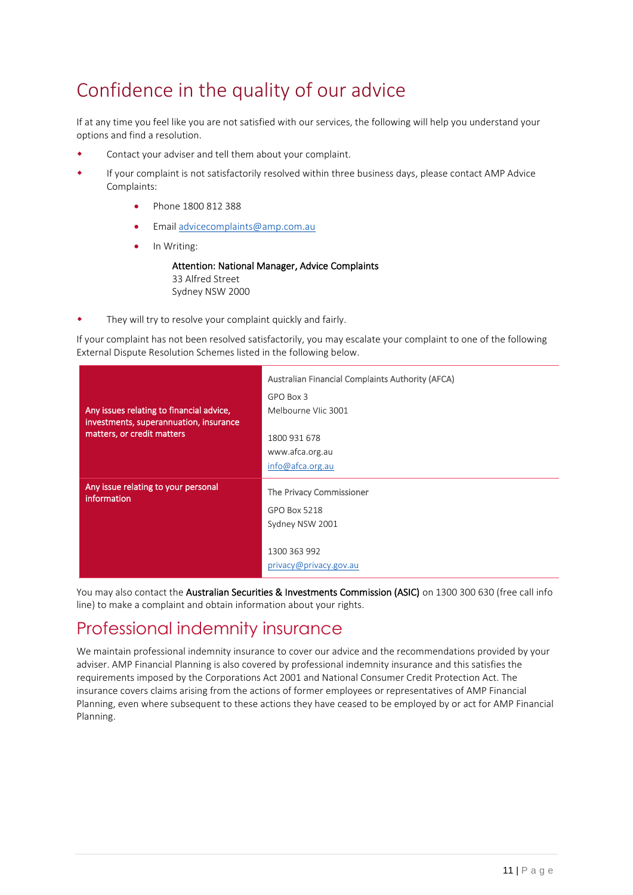## Confidence in the quality of our advice

If at any time you feel like you are not satisfied with our services, the following will help you understand your options and find a resolution.

- Contact your adviser and tell them about your complaint.
- If your complaint is not satisfactorily resolved within three business days, please contact AMP Advice Complaints:
  - Phone 1800 812 388
  - Email advicecomplaints@amp.com.au
  - In Writing:

    **Attention: National Manager, Advice Complaints**
    33 Alfred Street
    Sydney NSW 2000

- They will try to resolve your complaint quickly and fairly.

If your complaint has not been resolved satisfactorily, you may escalate your complaint to one of the following External Dispute Resolution Schemes listed in the following below.

| | |
|---|---|
| Any issues relating to financial advice, investments, superannuation, insurance matters, or credit matters | Australian Financial Complaints Authority (AFCA)<br>GPO Box 3<br>Melbourne VIic 3001<br><br>1800 931 678<br>www.afca.org.au<br>info@afca.org.au |
| Any issue relating to your personal information | The Privacy Commissioner<br>GPO Box 5218<br>Sydney NSW 2001<br><br>1300 363 992<br>privacy@privacy.gov.au |

You may also contact the **Australian Securities & Investments Commission (ASIC)** on 1300 300 630 (free call info line) to make a complaint and obtain information about your rights.

## Professional indemnity insurance

We maintain professional indemnity insurance to cover our advice and the recommendations provided by your adviser. AMP Financial Planning is also covered by professional indemnity insurance and this satisfies the requirements imposed by the Corporations Act 2001 and National Consumer Credit Protection Act. The insurance covers claims arising from the actions of former employees or representatives of AMP Financial Planning, even where subsequent to these actions they have ceased to be employed by or act for AMP Financial Planning.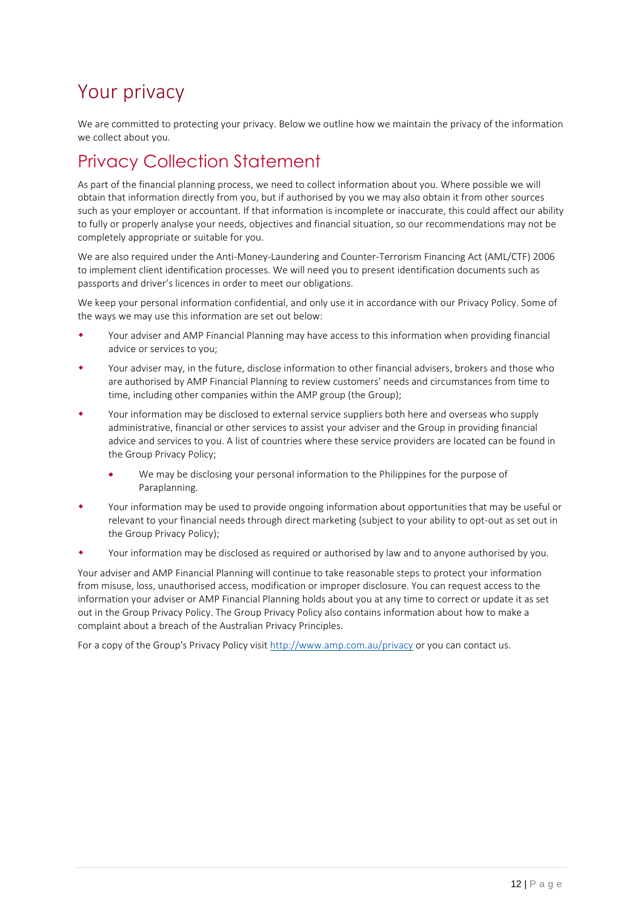# Your privacy

We are committed to protecting your privacy. Below we outline how we maintain the privacy of the information we collect about you.

## Privacy Collection Statement

As part of the financial planning process, we need to collect information about you. Where possible we will obtain that information directly from you, but if authorised by you we may also obtain it from other sources such as your employer or accountant. If that information is incomplete or inaccurate, this could affect our ability to fully or properly analyse your needs, objectives and financial situation, so our recommendations may not be completely appropriate or suitable for you.

We are also required under the Anti-Money-Laundering and Counter-Terrorism Financing Act (AML/CTF) 2006 to implement client identification processes. We will need you to present identification documents such as passports and driver's licences in order to meet our obligations.

We keep your personal information confidential, and only use it in accordance with our Privacy Policy. Some of the ways we may use this information are set out below:

- Your adviser and AMP Financial Planning may have access to this information when providing financial advice or services to you;
- Your adviser may, in the future, disclose information to other financial advisers, brokers and those who are authorised by AMP Financial Planning to review customers' needs and circumstances from time to time, including other companies within the AMP group (the Group);
- Your information may be disclosed to external service suppliers both here and overseas who supply administrative, financial or other services to assist your adviser and the Group in providing financial advice and services to you. A list of countries where these service providers are located can be found in the Group Privacy Policy;
  - We may be disclosing your personal information to the Philippines for the purpose of Paraplanning.
- Your information may be used to provide ongoing information about opportunities that may be useful or relevant to your financial needs through direct marketing (subject to your ability to opt-out as set out in the Group Privacy Policy);
- Your information may be disclosed as required or authorised by law and to anyone authorised by you.

Your adviser and AMP Financial Planning will continue to take reasonable steps to protect your information from misuse, loss, unauthorised access, modification or improper disclosure. You can request access to the information your adviser or AMP Financial Planning holds about you at any time to correct or update it as set out in the Group Privacy Policy. The Group Privacy Policy also contains information about how to make a complaint about a breach of the Australian Privacy Principles.

For a copy of the Group's Privacy Policy visit [http://www.amp.com.au/privacy](http://www.amp.com.au/privacy) or you can contact us.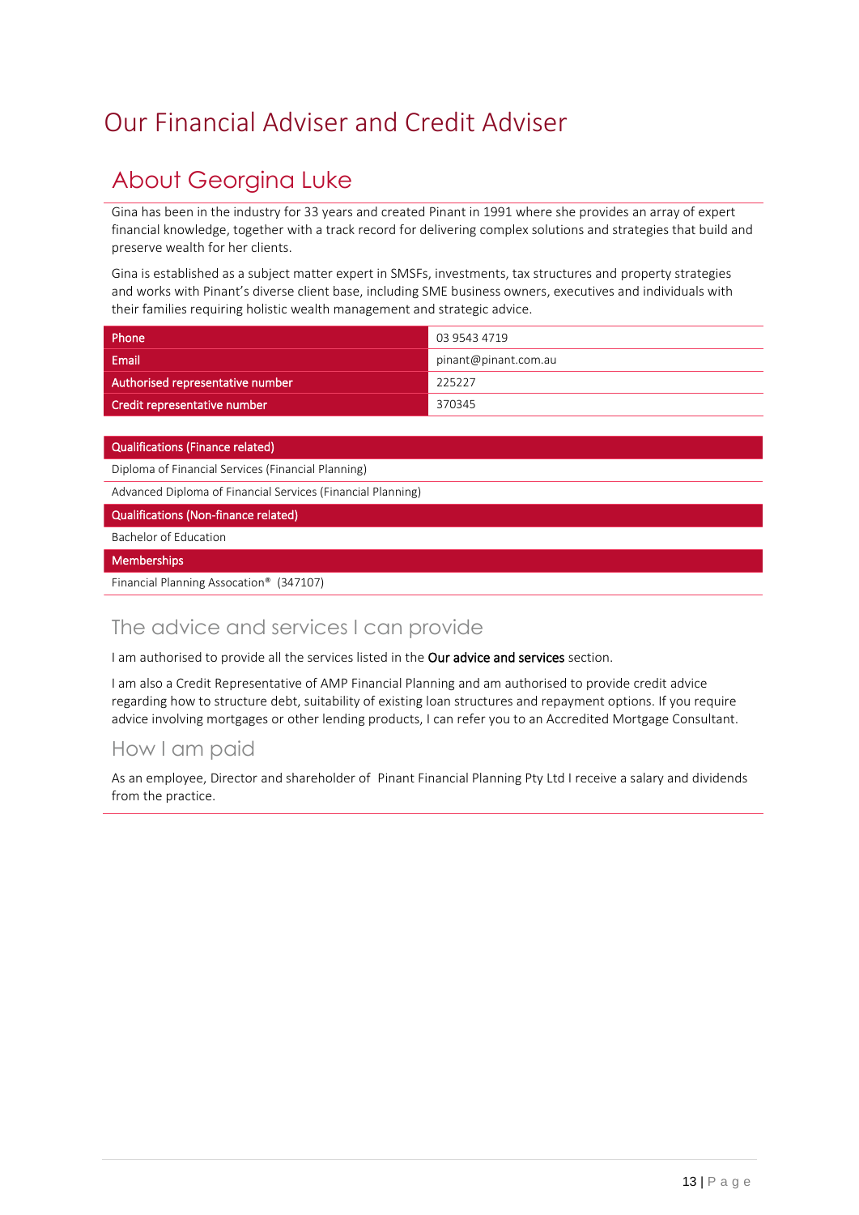# Our Financial Adviser and Credit Adviser

## About Georgina Luke

Gina has been in the industry for 33 years and created Pinant in 1991 where she provides an array of expert financial knowledge, together with a track record for delivering complex solutions and strategies that build and preserve wealth for her clients.

Gina is established as a subject matter expert in SMSFs, investments, tax structures and property strategies and works with Pinant's diverse client base, including SME business owners, executives and individuals with their families requiring holistic wealth management and strategic advice.

| | |
|---|---|
| Phone | 03 9543 4719 |
| Email | pinant@pinant.com.au |
| Authorised representative number | 225227 |
| Credit representative number | 370345 |

| Qualifications (Finance related) |
|---|
| Diploma of Financial Services (Financial Planning) |
| Advanced Diploma of Financial Services (Financial Planning) |
| **Qualifications (Non-finance related)** |
| Bachelor of Education |
| **Memberships** |
| Financial Planning Assocation® (347107) |

### The advice and services I can provide

I am authorised to provide all the services listed in the **Our advice and services** section.

I am also a Credit Representative of AMP Financial Planning and am authorised to provide credit advice regarding how to structure debt, suitability of existing loan structures and repayment options. If you require advice involving mortgages or other lending products, I can refer you to an Accredited Mortgage Consultant.

### How I am paid

As an employee, Director and shareholder of Pinant Financial Planning Pty Ltd I receive a salary and dividends from the practice.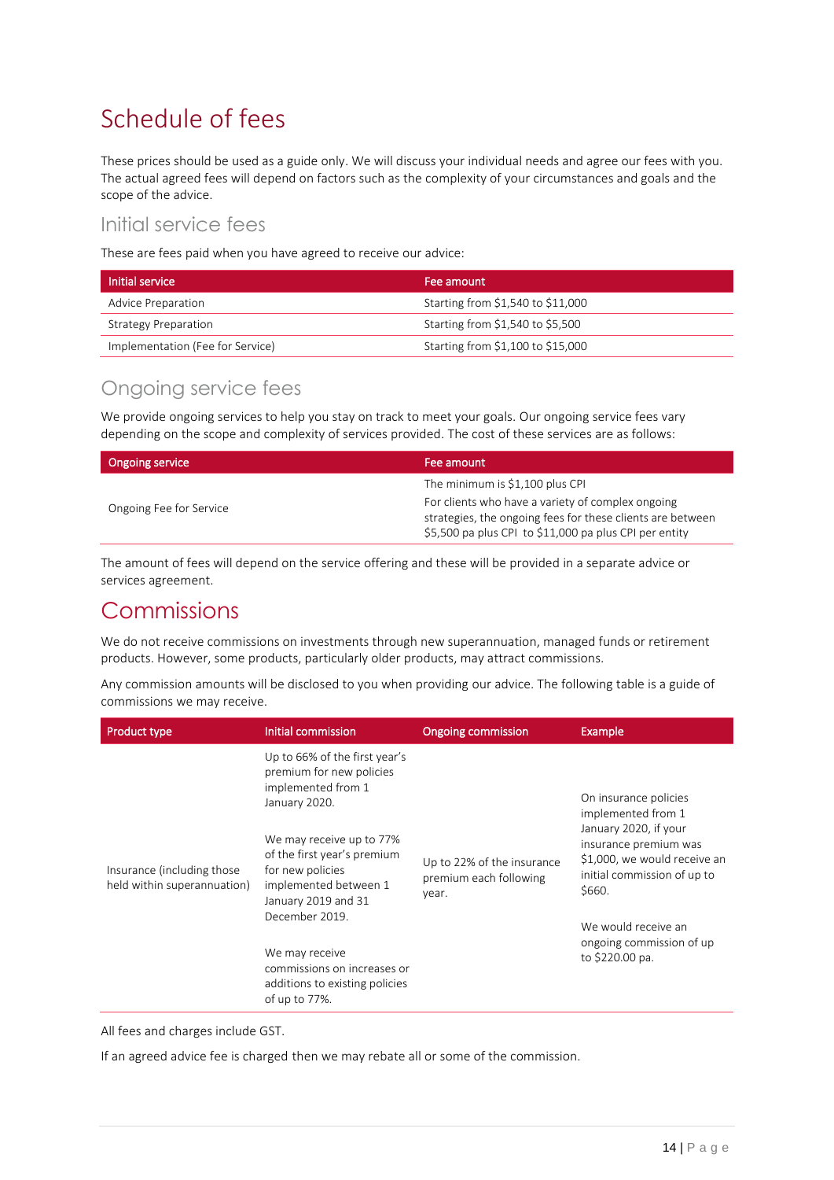# Schedule of fees

These prices should be used as a guide only. We will discuss your individual needs and agree our fees with you. The actual agreed fees will depend on factors such as the complexity of your circumstances and goals and the scope of the advice.

## Initial service fees

These are fees paid when you have agreed to receive our advice:

| Initial service | Fee amount |
|---|---|
| Advice Preparation | Starting from $1,540 to $11,000 |
| Strategy Preparation | Starting from $1,540 to $5,500 |
| Implementation (Fee for Service) | Starting from $1,100 to $15,000 |

## Ongoing service fees

We provide ongoing services to help you stay on track to meet your goals. Our ongoing service fees vary depending on the scope and complexity of services provided. The cost of these services are as follows:

| Ongoing service | Fee amount |
|---|---|
| Ongoing Fee for Service | The minimum is $1,100 plus CPI<br>For clients who have a variety of complex ongoing strategies, the ongoing fees for these clients are between $5,500 pa plus CPI to $11,000 pa plus CPI per entity |

The amount of fees will depend on the service offering and these will be provided in a separate advice or services agreement.

# Commissions

We do not receive commissions on investments through new superannuation, managed funds or retirement products. However, some products, particularly older products, may attract commissions.

Any commission amounts will be disclosed to you when providing our advice. The following table is a guide of commissions we may receive.

| Product type | Initial commission | Ongoing commission | Example |
|---|---|---|---|
| Insurance (including those held within superannuation) | Up to 66% of the first year's premium for new policies implemented from 1 January 2020.<br><br>We may receive up to 77% of the first year's premium for new policies implemented between 1 January 2019 and 31 December 2019.<br><br>We may receive commissions on increases or additions to existing policies of up to 77%. | Up to 22% of the insurance premium each following year. | On insurance policies implemented from 1 January 2020, if your insurance premium was $1,000, we would receive an initial commission of up to $660.<br><br>We would receive an ongoing commission of up to $220.00 pa. |

All fees and charges include GST.

If an agreed advice fee is charged then we may rebate all or some of the commission.